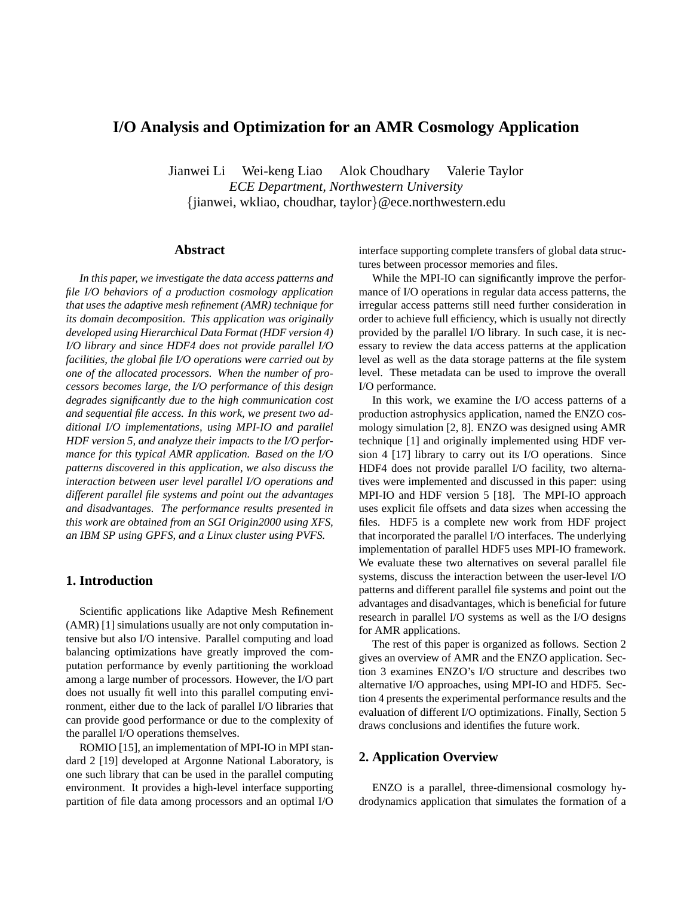# I/O Analysis and Optimization for an AMR Cosmology Application

Jianwei Li Wei-keng Liao Alok Choudhary Valerie Taylor

*ECE Department, Northwestern University*

{jianwei, wkliao, choudhar, taylor}@ece.northwestern.edu

## Abstract

*In this paper, we investigate the data access patterns and file I/O behaviors of a production cosmology application that uses the adaptive mesh refinement (AMR) technique for its domain decomposition. This application was originally developed using Hierarchical Data Format (HDF version 4) I/O library and since HDF4 does not provide parallel I/O facilities, the global file I/O operations were carried out by one of the allocated processors. When the number of processors becomes large, the I/O performance of this design degrades significantly due to the high communication cost and sequential file access. In this work, we present two additional I/O implementations, using MPI-IO and parallel HDF version 5, and analyze their impacts to the I/O performance for this typical AMR application. Based on the I/O patterns discovered in this application, we also discuss the interaction between user level parallel I/O operations and different parallel file systems and point out the advantages and disadvantages. The performance results presented in this work are obtained from an SGI Origin2000 using XFS, an IBM SP using GPFS, and a Linux cluster using PVFS.*

## 1. Introduction

Scientific applications like Adaptive Mesh Refinement (AMR) [1] simulations usually are not only computation intensive but also I/O intensive. Parallel computing and load balancing optimizations have greatly improved the computation performance by evenly partitioning the workload among a large number of processors. However, the I/O part does not usually fit well into this parallel computing environment, either due to the lack of parallel I/O libraries that can provide good performance or due to the complexity of the parallel I/O operations themselves.

ROMIO [15], an implementation of MPI-IO in MPI standard 2 [19] developed at Argonne National Laboratory, is one such library that can be used in the parallel computing environment. It provides a high-level interface supporting partition of file data among processors and an optimal I/O interface supporting complete transfers of global data structures between processor memories and files.

While the MPI-IO can significantly improve the performance of I/O operations in regular data access patterns, the irregular access patterns still need further consideration in order to achieve full efficiency, which is usually not directly provided by the parallel I/O library. In such case, it is necessary to review the data access patterns at the application level as well as the data storage patterns at the file system level. These metadata can be used to improve the overall I/O performance.

In this work, we examine the I/O access patterns of a production astrophysics application, named the ENZO cosmology simulation [2, 8]. ENZO was designed using AMR technique [1] and originally implemented using HDF version 4 [17] library to carry out its I/O operations. Since HDF4 does not provide parallel I/O facility, two alternatives were implemented and discussed in this paper: using MPI-IO and HDF version 5 [18]. The MPI-IO approach uses explicit file offsets and data sizes when accessing the files. HDF5 is a complete new work from HDF project that incorporated the parallel I/O interfaces. The underlying implementation of parallel HDF5 uses MPI-IO framework. We evaluate these two alternatives on several parallel file systems, discuss the interaction between the user-level I/O patterns and different parallel file systems and point out the advantages and disadvantages, which is beneficial for future research in parallel I/O systems as well as the I/O designs for AMR applications.

The rest of this paper is organized as follows. Section 2 gives an overview of AMR and the ENZO application. Section 3 examines ENZO's I/O structure and describes two alternative I/O approaches, using MPI-IO and HDF5. Section 4 presents the experimental performance results and the evaluation of different I/O optimizations. Finally, Section 5 draws conclusions and identifies the future work.

## 2. Application Overview

ENZO is a parallel, three-dimensional cosmology hydrodynamics application that simulates the formation of a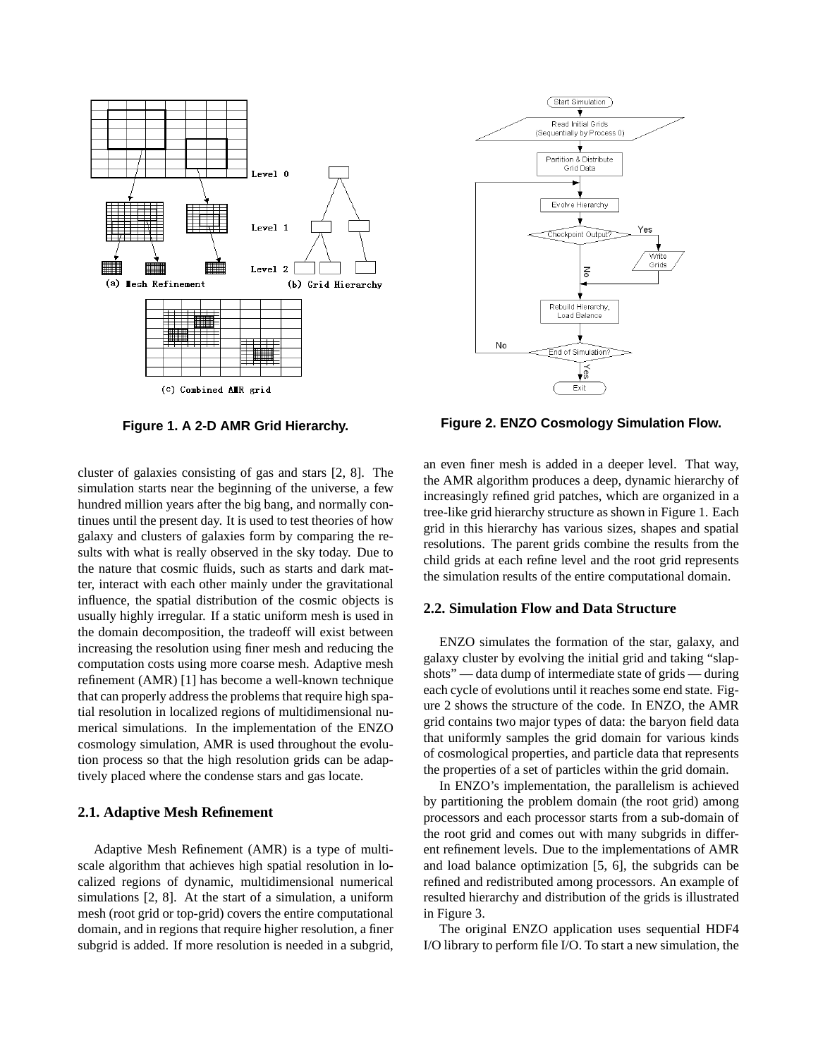Figure 1. A 2-D AMR Grid Hierarchy.

Figure 2. ENZO Cosmology Simulation Flow.

cluster of galaxies consisting of gas and stars [2, 8]. The simulation starts near the beginning of the universe, a few hundred million years after the big bang, and normally continues until the present day. It is used to test theories of how galaxy and clusters of galaxies form by comparing the results with what is really observed in the sky today. Due to the nature that cosmic fluids, such as starts and dark matter, interact with each other mainly under the gravitational influence, the spatial distribution of the cosmic objects is usually highly irregular. If a static uniform mesh is used in the domain decomposition, the tradeoff will exist between increasing the resolution using finer mesh and reducing the computation costs using more coarse mesh. Adaptive mesh refinement (AMR) [1] has become a well-known technique that can properly address the problems that require high spatial resolution in localized regions of multidimensional numerical simulations. In the implementation of the ENZO cosmology simulation, AMR is used throughout the evolution process so that the high resolution grids can be adaptively placed where the condense stars and gas locate.

### 2.1. Adaptive Mesh Refinement

Adaptive Mesh Refinement (AMR) is a type of multiscale algorithm that achieves high spatial resolution in localized regions of dynamic, multidimensional numerical simulations [2, 8]. At the start of a simulation, a uniform mesh (root grid or top-grid) covers the entire computational domain, and in regions that require higher resolution, a finer subgrid is added. If more resolution is needed in a subgrid, an even finer mesh is added in a deeper level. That way, the AMR algorithm produces a deep, dynamic hierarchy of increasingly refined grid patches, which are organized in a tree-like grid hierarchy structure as shown in Figure 1. Each grid in this hierarchy has various sizes, shapes and spatial resolutions. The parent grids combine the results from the child grids at each refine level and the root grid represents the simulation results of the entire computational domain.

### 2.2. Simulation Flow and Data Structure

ENZO simulates the formation of the star, galaxy, and galaxy cluster by evolving the initial grid and taking "slapshots" — data dump of intermediate state of grids — during each cycle of evolutions until it reaches some end state. Figure 2 shows the structure of the code. In ENZO, the AMR grid contains two major types of data: the baryon field data that uniformly samples the grid domain for various kinds of cosmological properties, and particle data that represents the properties of a set of particles within the grid domain.

In ENZO's implementation, the parallelism is achieved by partitioning the problem domain (the root grid) among processors and each processor starts from a sub-domain of the root grid and comes out with many subgrids in different refinement levels. Due to the implementations of AMR and load balance optimization [5, 6], the subgrids can be refined and redistributed among processors. An example of resulted hierarchy and distribution of the grids is illustrated in Figure 3.

The original ENZO application uses sequential HDF4 I/O library to perform file I/O. To start a new simulation, the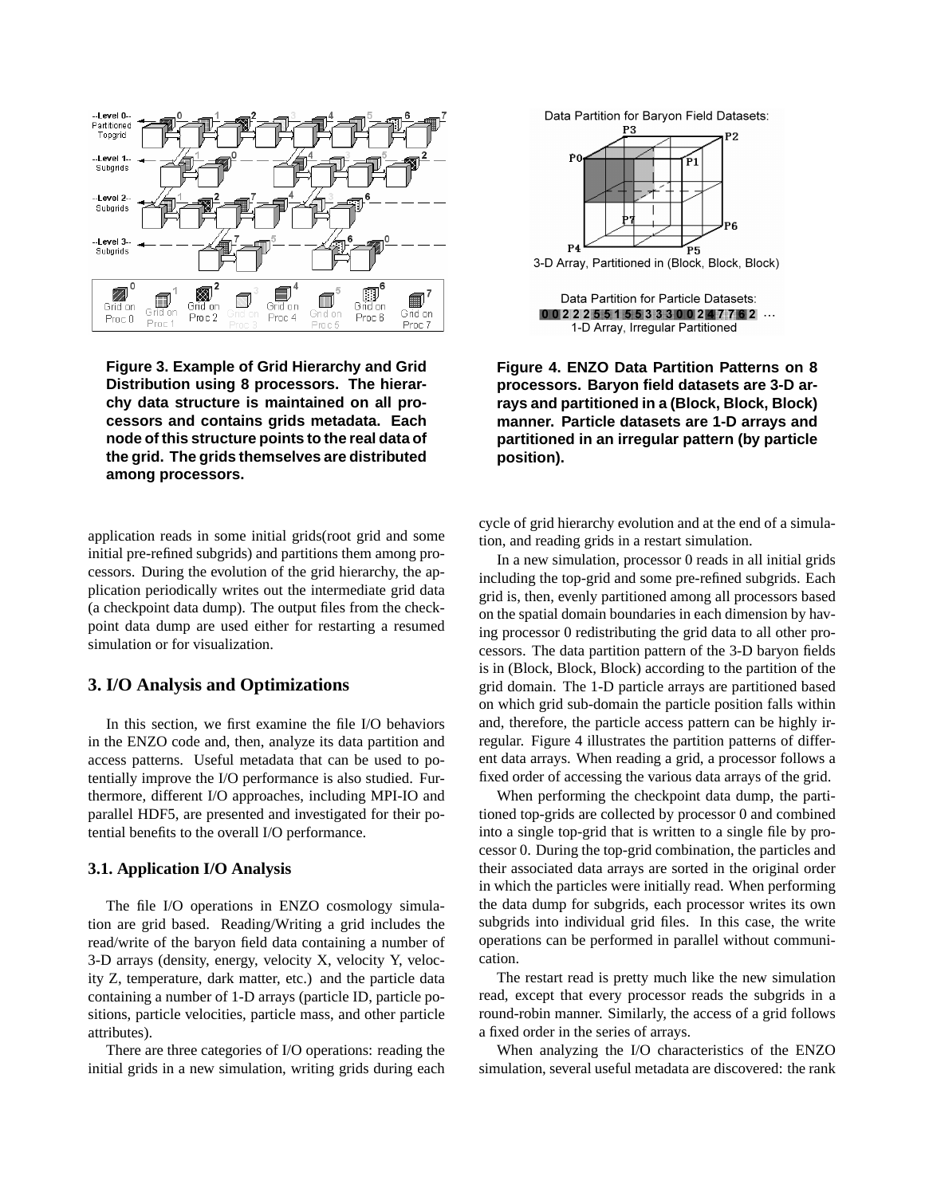**Figure 3. Example of Grid Hierarchy and Grid Distribution using 8 processors. The hierarchy data structure is maintained on all processors and contains grids metadata. Each node of this structure points to the real data of the grid. The grids themselves are distributed among processors.**

**Figure 4. ENZO Data Partition Patterns on 8 processors. Baryon field datasets are 3-D arrays and partitioned in a (Block, Block, Block) manner. Particle datasets are 1-D arrays and partitioned in an irregular pattern (by particle position).**

application reads in some initial grids(root grid and some initial pre-refined subgrids) and partitions them among processors. During the evolution of the grid hierarchy, the application periodically writes out the intermediate grid data (a checkpoint data dump). The output files from the checkpoint data dump are used either for restarting a resumed simulation or for visualization.

## 3. I/O Analysis and Optimizations

In this section, we first examine the file I/O behaviors in the ENZO code and, then, analyze its data partition and access patterns. Useful metadata that can be used to potentially improve the I/O performance is also studied. Furthermore, different I/O approaches, including MPI-IO and parallel HDF5, are presented and investigated for their potential benefits to the overall I/O performance.

### 3.1. Application I/O Analysis

The file I/O operations in ENZO cosmology simulation are grid based. Reading/Writing a grid includes the read/write of the baryon field data containing a number of 3-D arrays (density, energy, velocity X, velocity Y, velocity Z, temperature, dark matter, etc.) and the particle data containing a number of 1-D arrays (particle ID, particle positions, particle velocities, particle mass, and other particle attributes).

There are three categories of I/O operations: reading the initial grids in a new simulation, writing grids during each cycle of grid hierarchy evolution and at the end of a simulation, and reading grids in a restart simulation.

In a new simulation, processor 0 reads in all initial grids including the top-grid and some pre-refined subgrids. Each grid is, then, evenly partitioned among all processors based on the spatial domain boundaries in each dimension by having processor 0 redistributing the grid data to all other processors. The data partition pattern of the 3-D baryon fields is in (Block, Block, Block) according to the partition of the grid domain. The 1-D particle arrays are partitioned based on which grid sub-domain the particle position falls within and, therefore, the particle access pattern can be highly irregular. Figure 4 illustrates the partition patterns of different data arrays. When reading a grid, a processor follows a fixed order of accessing the various data arrays of the grid.

When performing the checkpoint data dump, the partitioned top-grids are collected by processor 0 and combined into a single top-grid that is written to a single file by processor 0. During the top-grid combination, the particles and their associated data arrays are sorted in the original order in which the particles were initially read. When performing the data dump for subgrids, each processor writes its own subgrids into individual grid files. In this case, the write operations can be performed in parallel without communication.

The restart read is pretty much like the new simulation read, except that every processor reads the subgrids in a round-robin manner. Similarly, the access of a grid follows a fixed order in the series of arrays.

When analyzing the I/O characteristics of the ENZO simulation, several useful metadata are discovered: the rank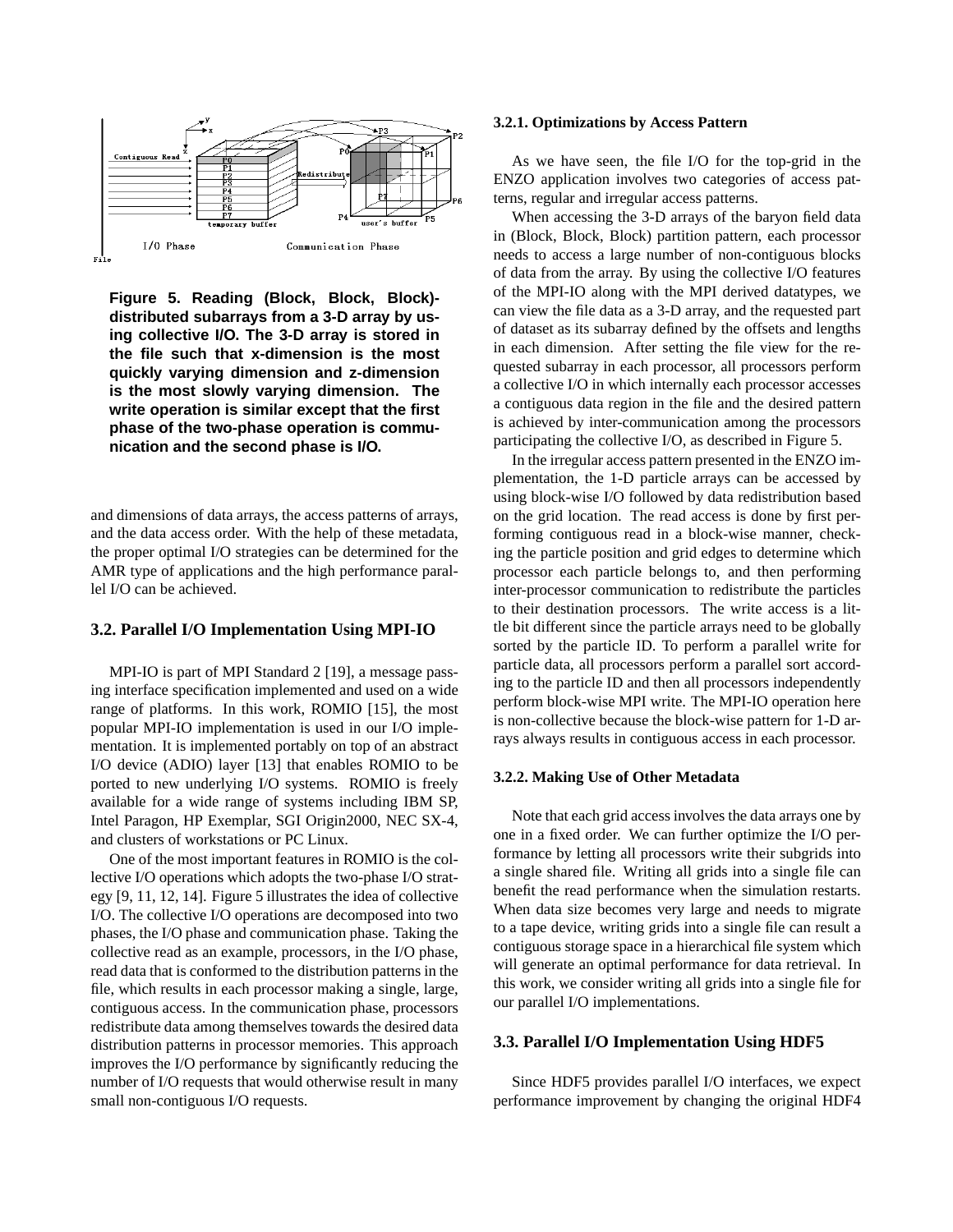**Figure 5. Reading (Block, Block, Block)-distributed subarrays from a 3-D array by using collective I/O. The 3-D array is stored in the file such that x-dimension is the most quickly varying dimension and z-dimension is the most slowly varying dimension. The write operation is similar except that the first phase of the two-phase operation is communication and the second phase is I/O.**

and dimensions of data arrays, the access patterns of arrays, and the data access order. With the help of these metadata, the proper optimal I/O strategies can be determined for the AMR type of applications and the high performance parallel I/O can be achieved.

### 3.2. Parallel I/O Implementation Using MPI-IO

MPI-IO is part of MPI Standard 2 [19], a message passing interface specification implemented and used on a wide range of platforms. In this work, ROMIO [15], the most popular MPI-IO implementation is used in our I/O implementation. It is implemented portably on top of an abstract I/O device (ADIO) layer [13] that enables ROMIO to be ported to new underlying I/O systems. ROMIO is freely available for a wide range of systems including IBM SP, Intel Paragon, HP Exemplar, SGI Origin2000, NEC SX-4, and clusters of workstations or PC Linux.

One of the most important features in ROMIO is the collective I/O operations which adopts the two-phase I/O strategy [9, 11, 12, 14]. Figure 5 illustrates the idea of collective I/O. The collective I/O operations are decomposed into two phases, the I/O phase and communication phase. Taking the collective read as an example, processors, in the I/O phase, read data that is conformed to the distribution patterns in the file, which results in each processor making a single, large, contiguous access. In the communication phase, processors redistribute data among themselves towards the desired data distribution patterns in processor memories. This approach improves the I/O performance by significantly reducing the number of I/O requests that would otherwise result in many small non-contiguous I/O requests.

#### 3.2.1. Optimizations by Access Pattern

As we have seen, the file I/O for the top-grid in the ENZO application involves two categories of access patterns, regular and irregular access patterns.

When accessing the 3-D arrays of the baryon field data in (Block, Block, Block) partition pattern, each processor needs to access a large number of non-contiguous blocks of data from the array. By using the collective I/O features of the MPI-IO along with the MPI derived datatypes, we can view the file data as a 3-D array, and the requested part of dataset as its subarray defined by the offsets and lengths in each dimension. After setting the file view for the requested subarray in each processor, all processors perform a collective I/O in which internally each processor accesses a contiguous data region in the file and the desired pattern is achieved by inter-communication among the processors participating the collective I/O, as described in Figure 5.

In the irregular access pattern presented in the ENZO implementation, the 1-D particle arrays can be accessed by using block-wise I/O followed by data redistribution based on the grid location. The read access is done by first performing contiguous read in a block-wise manner, checking the particle position and grid edges to determine which processor each particle belongs to, and then performing inter-processor communication to redistribute the particles to their destination processors. The write access is a little bit different since the particle arrays need to be globally sorted by the particle ID. To perform a parallel write for particle data, all processors perform a parallel sort according to the particle ID and then all processors independently perform block-wise MPI write. The MPI-IO operation here is non-collective because the block-wise pattern for 1-D arrays always results in contiguous access in each processor.

#### 3.2.2. Making Use of Other Metadata

Note that each grid access involves the data arrays one by one in a fixed order. We can further optimize the I/O performance by letting all processors write their subgrids into a single shared file. Writing all grids into a single file can benefit the read performance when the simulation restarts. When data size becomes very large and needs to migrate to a tape device, writing grids into a single file can result a contiguous storage space in a hierarchical file system which will generate an optimal performance for data retrieval. In this work, we consider writing all grids into a single file for our parallel I/O implementations.

### 3.3. Parallel I/O Implementation Using HDF5

Since HDF5 provides parallel I/O interfaces, we expect performance improvement by changing the original HDF4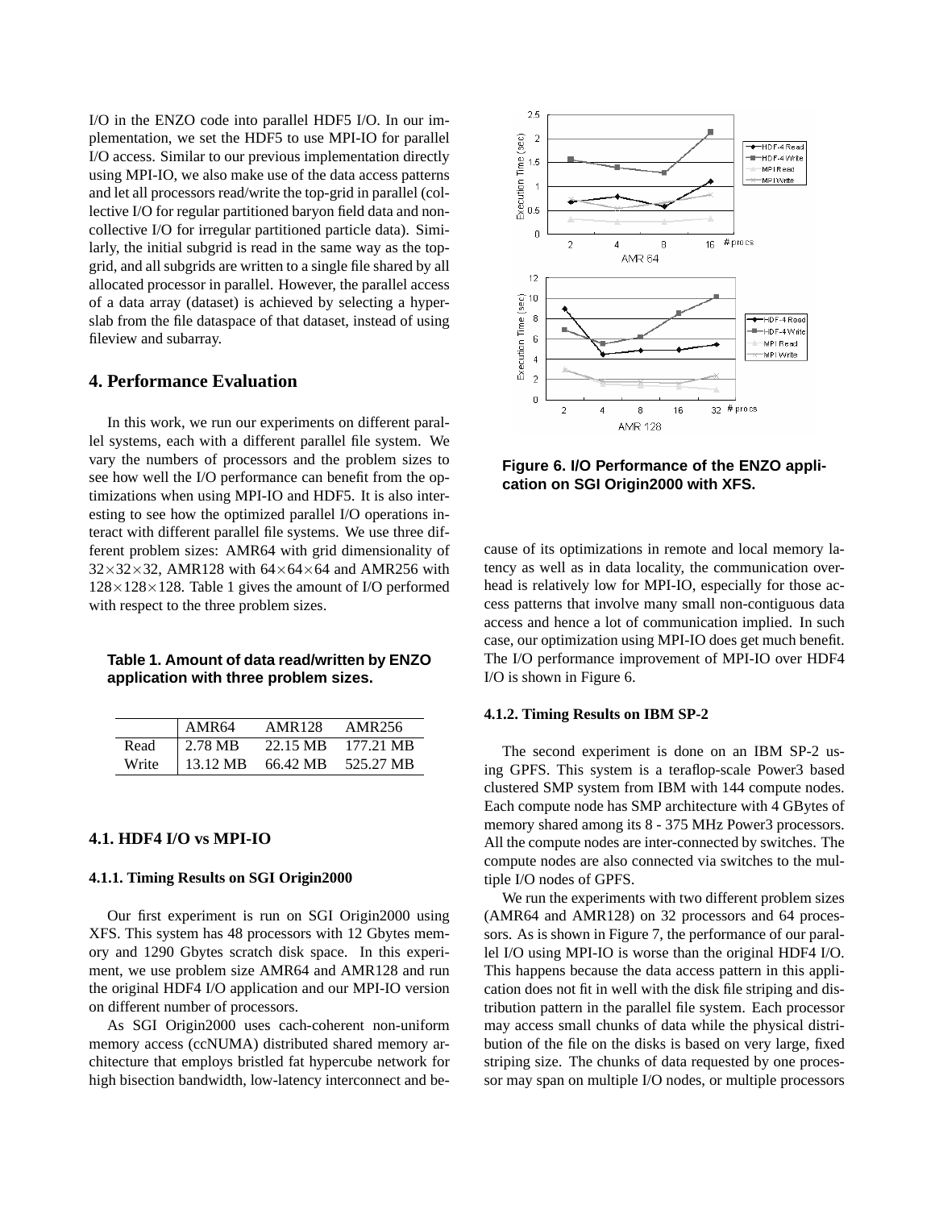I/O in the ENZO code into parallel HDF5 I/O. In our implementation, we set the HDF5 to use MPI-IO for parallel I/O access. Similar to our previous implementation directly using MPI-IO, we also make use of the data access patterns and let all processors read/write the top-grid in parallel (collective I/O for regular partitioned baryon field data and non-collective I/O for irregular partitioned particle data). Similarly, the initial subgrid is read in the same way as the top-grid, and all subgrids are written to a single file shared by all allocated processor in parallel. However, the parallel access of a data array (dataset) is achieved by selecting a hyperslab from the file dataspace of that dataset, instead of using fileview and subarray.

## 4. Performance Evaluation

In this work, we run our experiments on different parallel systems, each with a different parallel file system. We vary the numbers of processors and the problem sizes to see how well the I/O performance can benefit from the optimizations when using MPI-IO and HDF5. It is also interesting to see how the optimized parallel I/O operations interact with different parallel file systems. We use three different problem sizes: AMR64 with grid dimensionality of $32\times32\times32$, AMR128 with $64\times64\times64$ and AMR256 with $128\times128\times128$. Table 1 gives the amount of I/O performed with respect to the three problem sizes.

**Table 1. Amount of data read/written by ENZO application with three problem sizes.**

| | AMR64 | AMR128 | AMR256 |
|---|---|---|---|
| Read | 2.78 MB | 22.15 MB | 177.21 MB |
| Write | 13.12 MB | 66.42 MB | 525.27 MB |

### 4.1. HDF4 I/O vs MPI-IO

#### 4.1.1. Timing Results on SGI Origin2000

Our first experiment is run on SGI Origin2000 using XFS. This system has 48 processors with 12 Gbytes memory and 1290 Gbytes scratch disk space. In this experiment, we use problem size AMR64 and AMR128 and run the original HDF4 I/O application and our MPI-IO version on different number of processors.

As SGI Origin2000 uses cach-coherent non-uniform memory access (ccNUMA) distributed shared memory architecture that employs bristled fat hypercube network for high bisection bandwidth, low-latency interconnect and because of its optimizations in remote and local memory latency as well as in data locality, the communication overhead is relatively low for MPI-IO, especially for those access patterns that involve many small non-contiguous data access and hence a lot of communication implied. In such case, our optimization using MPI-IO does get much benefit. The I/O performance improvement of MPI-IO over HDF4 I/O is shown in Figure 6.

**Figure 6. I/O Performance of the ENZO application on SGI Origin2000 with XFS.**

#### 4.1.2. Timing Results on IBM SP-2

The second experiment is done on an IBM SP-2 using GPFS. This system is a teraflop-scale Power3 based clustered SMP system from IBM with 144 compute nodes. Each compute node has SMP architecture with 4 GBytes of memory shared among its 8 - 375 MHz Power3 processors. All the compute nodes are inter-connected by switches. The compute nodes are also connected via switches to the multiple I/O nodes of GPFS.

We run the experiments with two different problem sizes (AMR64 and AMR128) on 32 processors and 64 processors. As is shown in Figure 7, the performance of our parallel I/O using MPI-IO is worse than the original HDF4 I/O. This happens because the data access pattern in this application does not fit in well with the disk file striping and distribution pattern in the parallel file system. Each processor may access small chunks of data while the physical distribution of the file on the disks is based on very large, fixed striping size. The chunks of data requested by one processor may span on multiple I/O nodes, or multiple processors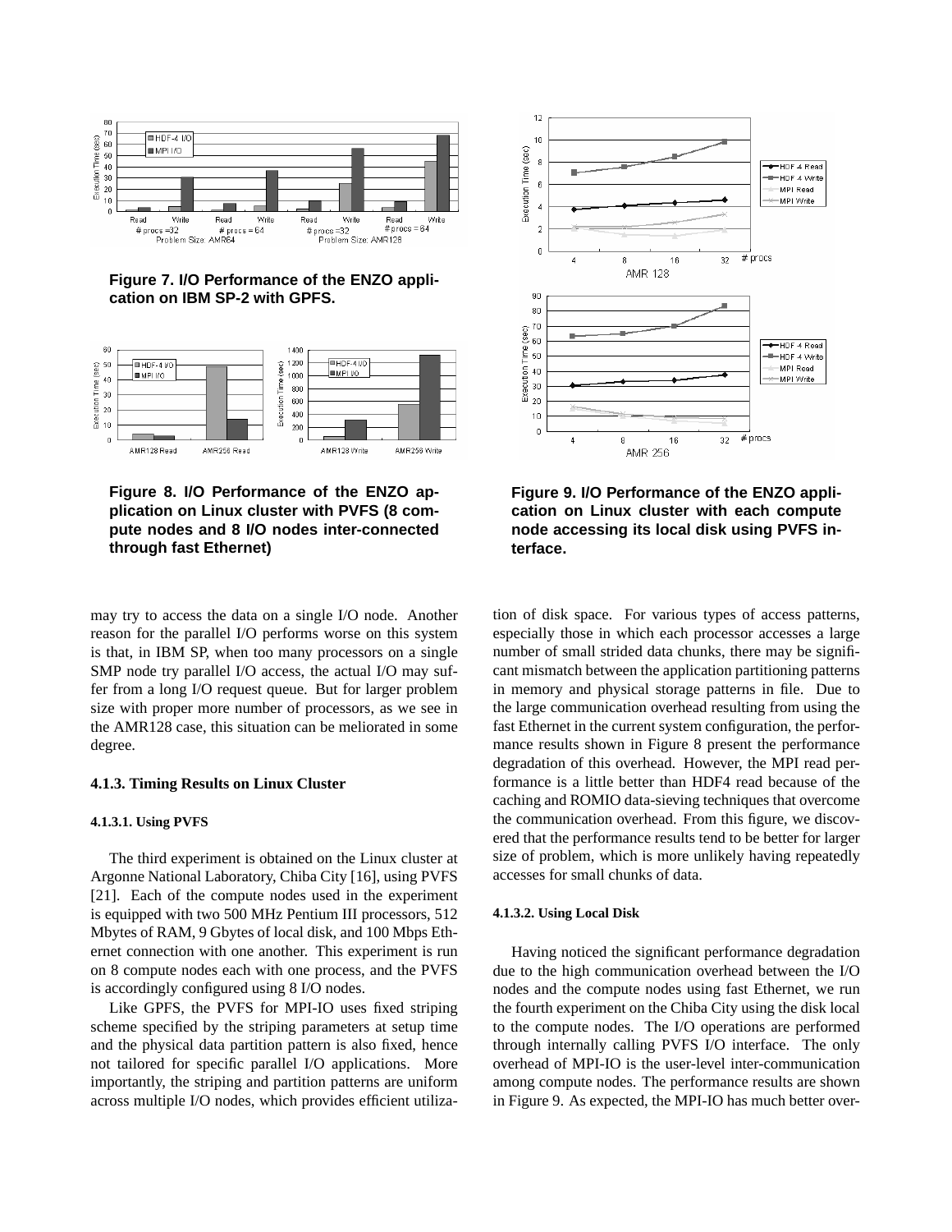Figure 7. I/O Performance of the ENZO application on IBM SP-2 with GPFS.

Figure 8. I/O Performance of the ENZO application on Linux cluster with PVFS (8 compute nodes and 8 I/O nodes inter-connected through fast Ethernet)

may try to access the data on a single I/O node. Another reason for the parallel I/O performs worse on this system is that, in IBM SP, when too many processors on a single SMP node try parallel I/O access, the actual I/O may suffer from a long I/O request queue. But for larger problem size with proper more number of processors, as we see in the AMR128 case, this situation can be meliorated in some degree.

### 4.1.3. Timing Results on Linux Cluster

#### 4.1.3.1. Using PVFS

The third experiment is obtained on the Linux cluster at Argonne National Laboratory, Chiba City [16], using PVFS [21]. Each of the compute nodes used in the experiment is equipped with two 500 MHz Pentium III processors, 512 Mbytes of RAM, 9 Gbytes of local disk, and 100 Mbps Ethernet connection with one another. This experiment is run on 8 compute nodes each with one process, and the PVFS is accordingly configured using 8 I/O nodes.

Like GPFS, the PVFS for MPI-IO uses fixed striping scheme specified by the striping parameters at setup time and the physical data partition pattern is also fixed, hence not tailored for specific parallel I/O applications. More importantly, the striping and partition patterns are uniform across multiple I/O nodes, which provides efficient utilization of disk space. For various types of access patterns, especially those in which each processor accesses a large number of small strided data chunks, there may be significant mismatch between the application partitioning patterns in memory and physical storage patterns in file. Due to the large communication overhead resulting from using the fast Ethernet in the current system configuration, the performance results shown in Figure 8 present the performance degradation of this overhead. However, the MPI read performance is a little better than HDF4 read because of the caching and ROMIO data-sieving techniques that overcome the communication overhead. From this figure, we discovered that the performance results tend to be better for larger size of problem, which is more unlikely having repeatedly accesses for small chunks of data.

Figure 9. I/O Performance of the ENZO application on Linux cluster with each compute node accessing its local disk using PVFS interface.

#### 4.1.3.2. Using Local Disk

Having noticed the significant performance degradation due to the high communication overhead between the I/O nodes and the compute nodes using fast Ethernet, we run the fourth experiment on the Chiba City using the disk local to the compute nodes. The I/O operations are performed through internally calling PVFS I/O interface. The only overhead of MPI-IO is the user-level inter-communication among compute nodes. The performance results are shown in Figure 9. As expected, the MPI-IO has much better over-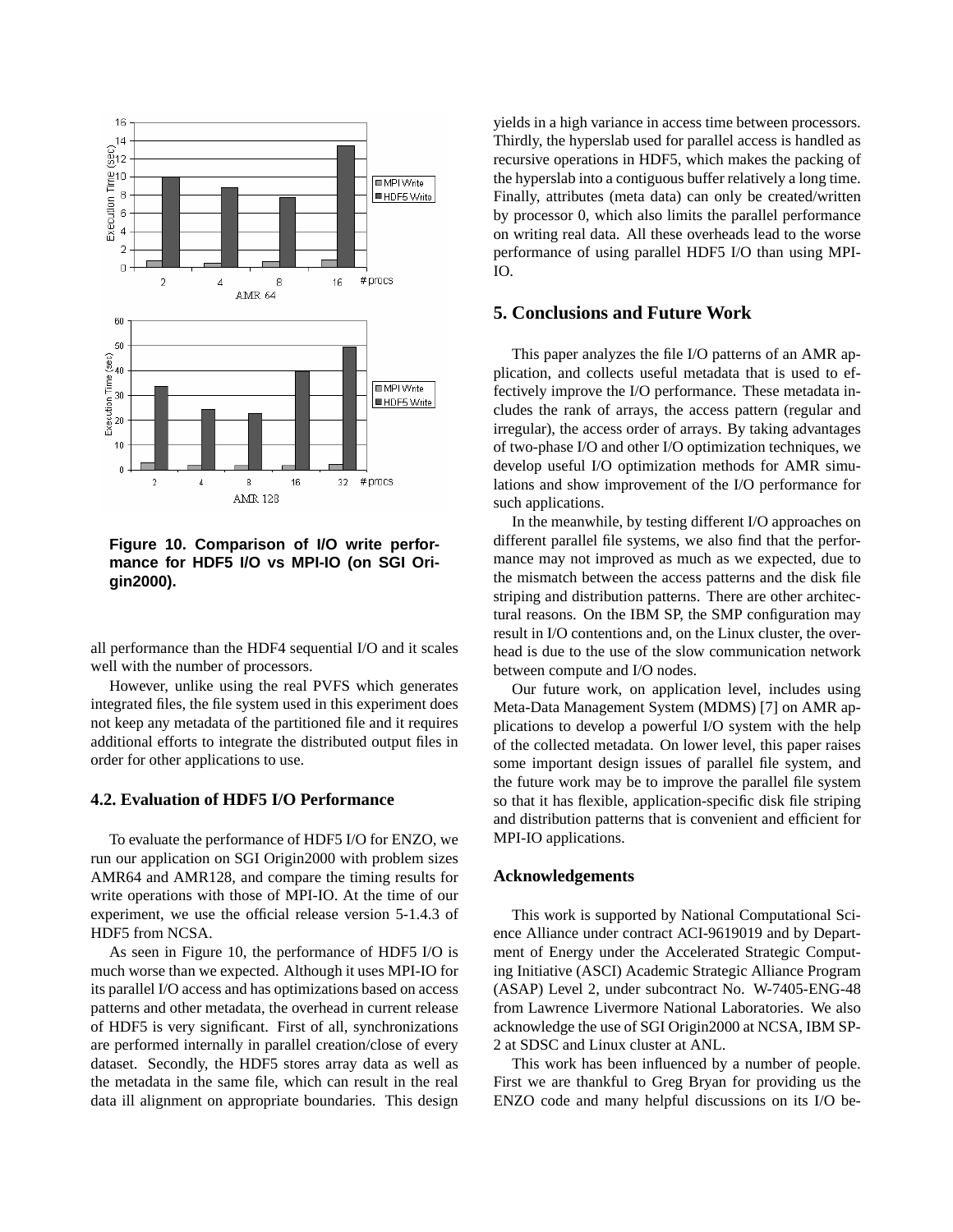16
14
12
10
8
6
4
2
0

Execution Time (sec)

MPI Write
HDF5 Write

2 4 8 16 # procs

AMR 64

60
50
40
30
20
10
0

Execution Time (sec)

MPI Write
HDF5 Write

2 4 8 16 32 # procs

AMR 128

**Figure 10. Comparison of I/O write performance for HDF5 I/O vs MPI-IO (on SGI Origin2000).**

all performance than the HDF4 sequential I/O and it scales well with the number of processors.

However, unlike using the real PVFS which generates integrated files, the file system used in this experiment does not keep any metadata of the partitioned file and it requires additional efforts to integrate the distributed output files in order for other applications to use.

### 4.2. Evaluation of HDF5 I/O Performance

To evaluate the performance of HDF5 I/O for ENZO, we run our application on SGI Origin2000 with problem sizes AMR64 and AMR128, and compare the timing results for write operations with those of MPI-IO. At the time of our experiment, we use the official release version 5-1.4.3 of HDF5 from NCSA.

As seen in Figure 10, the performance of HDF5 I/O is much worse than we expected. Although it uses MPI-IO for its parallel I/O access and has optimizations based on access patterns and other metadata, the overhead in current release of HDF5 is very significant. First of all, synchronizations are performed internally in parallel creation/close of every dataset. Secondly, the HDF5 stores array data as well as the metadata in the same file, which can result in the real data ill alignment on appropriate boundaries. This design yields in a high variance in access time between processors. Thirdly, the hyperslab used for parallel access is handled as recursive operations in HDF5, which makes the packing of the hyperslab into a contiguous buffer relatively a long time. Finally, attributes (meta data) can only be created/written by processor 0, which also limits the parallel performance on writing real data. All these overheads lead to the worse performance of using parallel HDF5 I/O than using MPI-IO.

## 5. Conclusions and Future Work

This paper analyzes the file I/O patterns of an AMR application, and collects useful metadata that is used to effectively improve the I/O performance. These metadata includes the rank of arrays, the access pattern (regular and irregular), the access order of arrays. By taking advantages of two-phase I/O and other I/O optimization techniques, we develop useful I/O optimization methods for AMR simulations and show improvement of the I/O performance for such applications.

In the meanwhile, by testing different I/O approaches on different parallel file systems, we also find that the performance may not improved as much as we expected, due to the mismatch between the access patterns and the disk file striping and distribution patterns. There are other architectural reasons. On the IBM SP, the SMP configuration may result in I/O contentions and, on the Linux cluster, the overhead is due to the use of the slow communication network between compute and I/O nodes.

Our future work, on application level, includes using Meta-Data Management System (MDMS) [7] on AMR applications to develop a powerful I/O system with the help of the collected metadata. On lower level, this paper raises some important design issues of parallel file system, and the future work may be to improve the parallel file system so that it has flexible, application-specific disk file striping and distribution patterns that is convenient and efficient for MPI-IO applications.

### Acknowledgements

This work is supported by National Computational Science Alliance under contract ACI-9619019 and by Department of Energy under the Accelerated Strategic Computing Initiative (ASCI) Academic Strategic Alliance Program (ASAP) Level 2, under subcontract No. W-7405-ENG-48 from Lawrence Livermore National Laboratories. We also acknowledge the use of SGI Origin2000 at NCSA, IBM SP-2 at SDSC and Linux cluster at ANL.

This work has been influenced by a number of people. First we are thankful to Greg Bryan for providing us the ENZO code and many helpful discussions on its I/O be-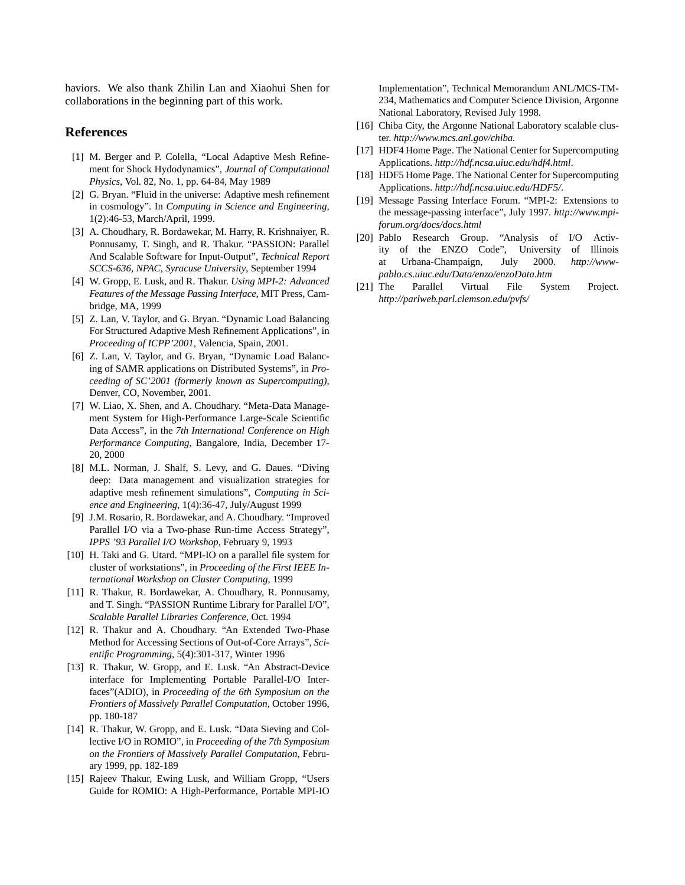haviors. We also thank Zhilin Lan and Xiaohui Shen for collaborations in the beginning part of this work.

## References

[1] M. Berger and P. Colella, “Local Adaptive Mesh Refinement for Shock Hydodynamics”, *Journal of Computational Physics*, Vol. 82, No. 1, pp. 64-84, May 1989

[2] G. Bryan. “Fluid in the universe: Adaptive mesh refinement in cosmology”. In *Computing in Science and Engineering*, 1(2):46-53, March/April, 1999.

[3] A. Choudhary, R. Bordawekar, M. Harry, R. Krishnaiyer, R. Ponnusamy, T. Singh, and R. Thakur. “PASSION: Parallel And Scalable Software for Input-Output”, *Technical Report SCCS-636, NPAC, Syracuse University*, September 1994

[4] W. Gropp, E. Lusk, and R. Thakur. *Using MPI-2: Advanced Features of the Message Passing Interface*, MIT Press, Cambridge, MA, 1999

[5] Z. Lan, V. Taylor, and G. Bryan. “Dynamic Load Balancing For Structured Adaptive Mesh Refinement Applications”, in *Proceeding of ICPP’2001*, Valencia, Spain, 2001.

[6] Z. Lan, V. Taylor, and G. Bryan, “Dynamic Load Balancing of SAMR applications on Distributed Systems”, in *Proceeding of SC’2001 (formerly known as Supercomputing)*, Denver, CO, November, 2001.

[7] W. Liao, X. Shen, and A. Choudhary. “Meta-Data Management System for High-Performance Large-Scale Scientific Data Access”, in the *7th International Conference on High Performance Computing*, Bangalore, India, December 17-20, 2000

[8] M.L. Norman, J. Shalf, S. Levy, and G. Daues. “Diving deep: Data management and visualization strategies for adaptive mesh refinement simulations”, *Computing in Science and Engineering*, 1(4):36-47, July/August 1999

[9] J.M. Rosario, R. Bordawekar, and A. Choudhary. “Improved Parallel I/O via a Two-phase Run-time Access Strategy”, *IPPS ’93 Parallel I/O Workshop*, February 9, 1993

[10] H. Taki and G. Utard. “MPI-IO on a parallel file system for cluster of workstations”, in *Proceeding of the First IEEE International Workshop on Cluster Computing*, 1999

[11] R. Thakur, R. Bordawekar, A. Choudhary, R. Ponnusamy, and T. Singh. “PASSION Runtime Library for Parallel I/O”, *Scalable Parallel Libraries Conference*, Oct. 1994

[12] R. Thakur and A. Choudhary. “An Extended Two-Phase Method for Accessing Sections of Out-of-Core Arrays”, *Scientific Programming*, 5(4):301-317, Winter 1996

[13] R. Thakur, W. Gropp, and E. Lusk. “An Abstract-Device interface for Implementing Portable Parallel-I/O Interfaces”(ADIO), in *Proceeding of the 6th Symposium on the Frontiers of Massively Parallel Computation*, October 1996, pp. 180-187

[14] R. Thakur, W. Gropp, and E. Lusk. “Data Sieving and Collective I/O in ROMIO”, in *Proceeding of the 7th Symposium on the Frontiers of Massively Parallel Computation*, February 1999, pp. 182-189

[15] Rajeev Thakur, Ewing Lusk, and William Gropp, “Users Guide for ROMIO: A High-Performance, Portable MPI-IO Implementation”, Technical Memorandum ANL/MCS-TM-234, Mathematics and Computer Science Division, Argonne National Laboratory, Revised July 1998.

[16] Chiba City, the Argonne National Laboratory scalable cluster. *http://www.mcs.anl.gov/chiba.*

[17] HDF4 Home Page. The National Center for Supercomputing Applications. *http://hdf.ncsa.uiuc.edu/hdf4.html*.

[18] HDF5 Home Page. The National Center for Supercomputing Applications. *http://hdf.ncsa.uiuc.edu/HDF5/*.

[19] Message Passing Interface Forum. “MPI-2: Extensions to the message-passing interface”, July 1997. *http://www.mpi-forum.org/docs/docs.html*

[20] Pablo Research Group. “Analysis of I/O Activity of the ENZO Code”, University of Illinois at Urbana-Champaign, July 2000. *http://www-pablo.cs.uiuc.edu/Data/enzo/enzoData.htm*

[21] The Parallel Virtual File System Project. *http://parlweb.parl.clemson.edu/pvfs/*